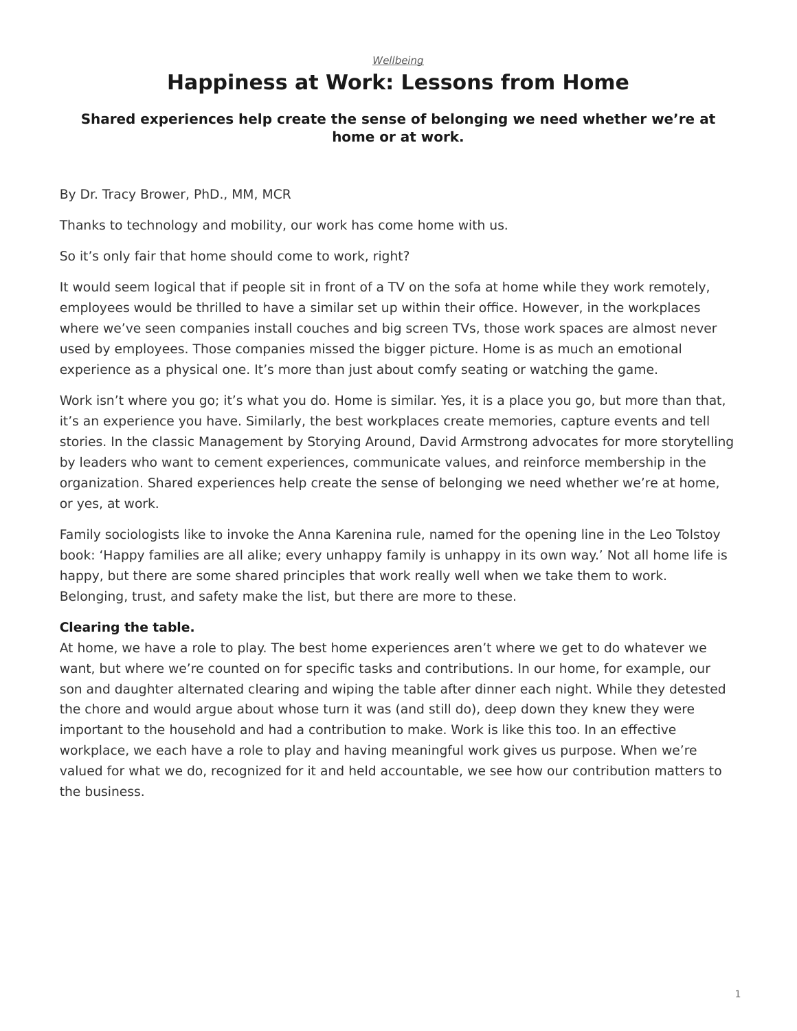*Wellbeing*

# Happiness at Work: Lessons from Home

### Shared experiences help create the sense of belonging we need whether we're at home or at work.

By Dr. Tracy Brower, PhD., MM, MCR

Thanks to technology and mobility, our work has come home with us.

So it's only fair that home should come to work, right?

It would seem logical that if people sit in front of a TV on the sofa at home while they work remotely, employees would be thrilled to have a similar set up within their office. However, in the workplaces where we've seen companies install couches and big screen TVs, those work spaces are almost never used by employees. Those companies missed the bigger picture. Home is as much an emotional experience as a physical one. It's more than just about comfy seating or watching the game.

Work isn't where you go; it's what you do. Home is similar. Yes, it is a place you go, but more than that, it's an experience you have. Similarly, the best workplaces create memories, capture events and tell stories. In the classic Management by Storying Around, David Armstrong advocates for more storytelling by leaders who want to cement experiences, communicate values, and reinforce membership in the organization. Shared experiences help create the sense of belonging we need whether we're at home, or yes, at work.

Family sociologists like to invoke the Anna Karenina rule, named for the opening line in the Leo Tolstoy book: 'Happy families are all alike; every unhappy family is unhappy in its own way.' Not all home life is happy, but there are some shared principles that work really well when we take them to work. Belonging, trust, and safety make the list, but there are more to these.

**Clearing the table.**
At home, we have a role to play. The best home experiences aren't where we get to do whatever we want, but where we're counted on for specific tasks and contributions. In our home, for example, our son and daughter alternated clearing and wiping the table after dinner each night. While they detested the chore and would argue about whose turn it was (and still do), deep down they knew they were important to the household and had a contribution to make. Work is like this too. In an effective workplace, we each have a role to play and having meaningful work gives us purpose. When we're valued for what we do, recognized for it and held accountable, we see how our contribution matters to the business.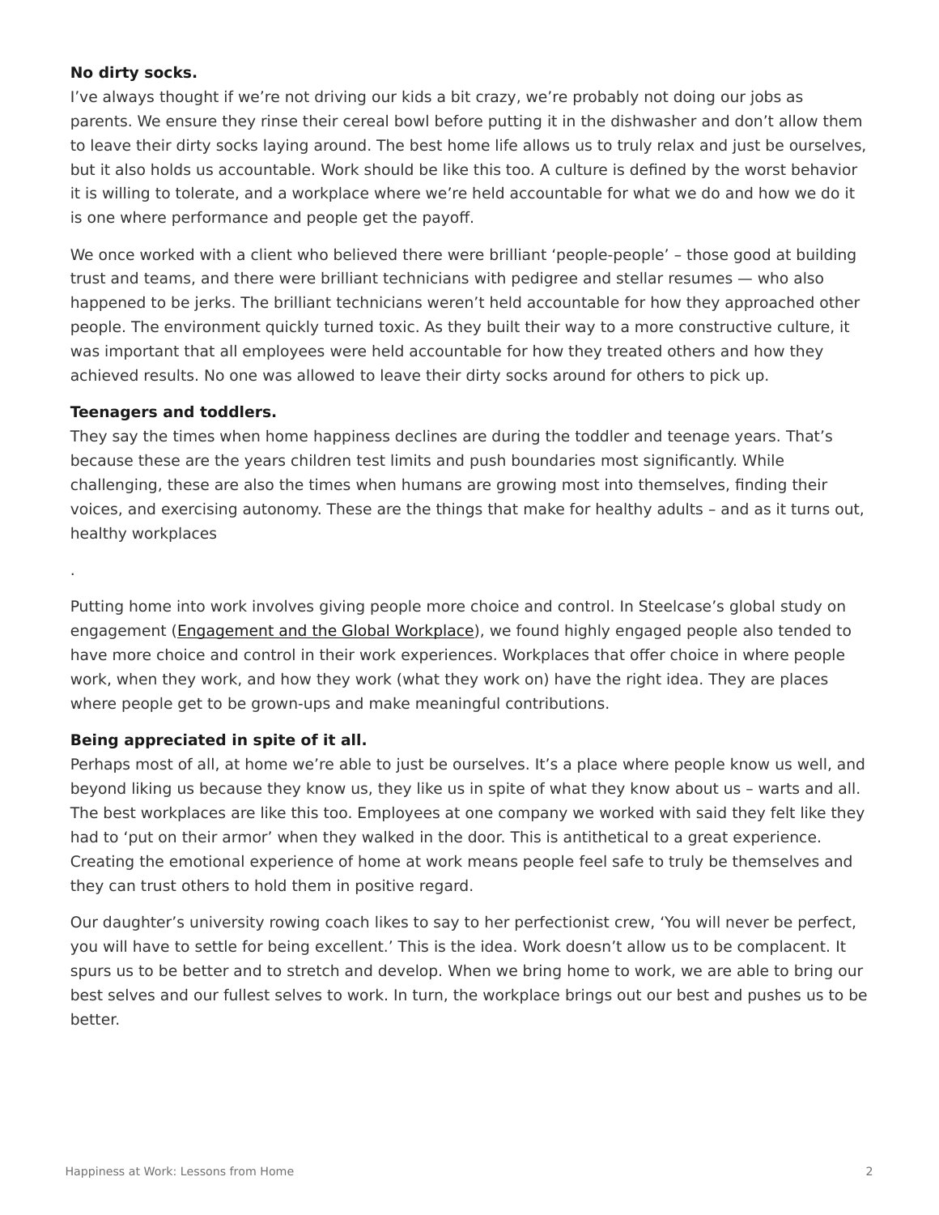**No dirty socks.**
I've always thought if we're not driving our kids a bit crazy, we're probably not doing our jobs as parents. We ensure they rinse their cereal bowl before putting it in the dishwasher and don't allow them to leave their dirty socks laying around. The best home life allows us to truly relax and just be ourselves, but it also holds us accountable. Work should be like this too. A culture is defined by the worst behavior it is willing to tolerate, and a workplace where we're held accountable for what we do and how we do it is one where performance and people get the payoff.

We once worked with a client who believed there were brilliant 'people-people' – those good at building trust and teams, and there were brilliant technicians with pedigree and stellar resumes — who also happened to be jerks. The brilliant technicians weren't held accountable for how they approached other people. The environment quickly turned toxic. As they built their way to a more constructive culture, it was important that all employees were held accountable for how they treated others and how they achieved results. No one was allowed to leave their dirty socks around for others to pick up.

**Teenagers and toddlers.**
They say the times when home happiness declines are during the toddler and teenage years. That's because these are the years children test limits and push boundaries most significantly. While challenging, these are also the times when humans are growing most into themselves, finding their voices, and exercising autonomy. These are the things that make for healthy adults – and as it turns out, healthy workplaces

.

Putting home into work involves giving people more choice and control. In Steelcase's global study on engagement ([Engagement and the Global Workplace]), we found highly engaged people also tended to have more choice and control in their work experiences. Workplaces that offer choice in where people work, when they work, and how they work (what they work on) have the right idea. They are places where people get to be grown-ups and make meaningful contributions.

**Being appreciated in spite of it all.**
Perhaps most of all, at home we're able to just be ourselves. It's a place where people know us well, and beyond liking us because they know us, they like us in spite of what they know about us – warts and all. The best workplaces are like this too. Employees at one company we worked with said they felt like they had to 'put on their armor' when they walked in the door. This is antithetical to a great experience. Creating the emotional experience of home at work means people feel safe to truly be themselves and they can trust others to hold them in positive regard.

Our daughter's university rowing coach likes to say to her perfectionist crew, 'You will never be perfect, you will have to settle for being excellent.' This is the idea. Work doesn't allow us to be complacent. It spurs us to be better and to stretch and develop. When we bring home to work, we are able to bring our best selves and our fullest selves to work. In turn, the workplace brings out our best and pushes us to be better.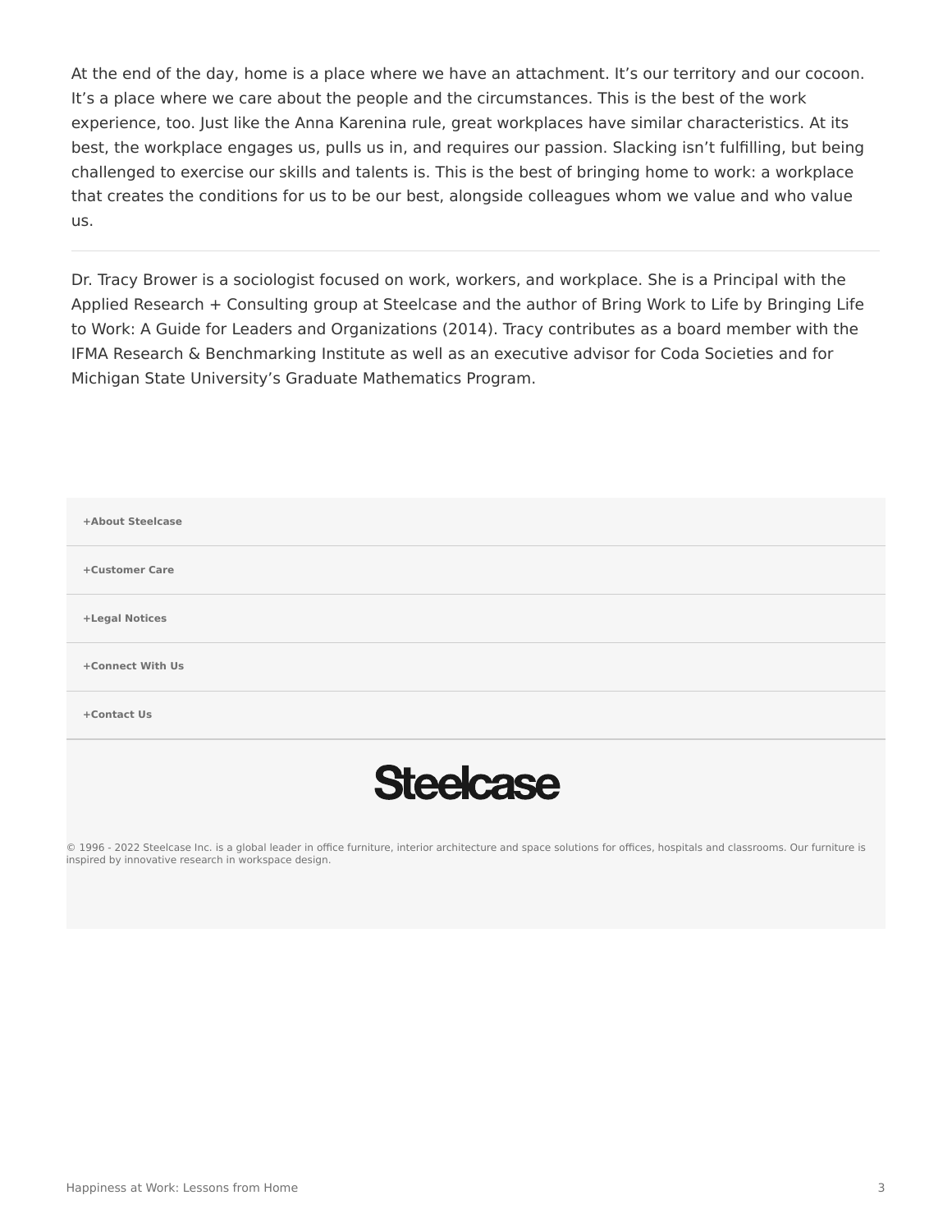At the end of the day, home is a place where we have an attachment. It's our territory and our cocoon. It's a place where we care about the people and the circumstances. This is the best of the work experience, too. Just like the Anna Karenina rule, great workplaces have similar characteristics. At its best, the workplace engages us, pulls us in, and requires our passion. Slacking isn't fulfilling, but being challenged to exercise our skills and talents is. This is the best of bringing home to work: a workplace that creates the conditions for us to be our best, alongside colleagues whom we value and who value us.

---

Dr. Tracy Brower is a sociologist focused on work, workers, and workplace. She is a Principal with the Applied Research + Consulting group at Steelcase and the author of Bring Work to Life by Bringing Life to Work: A Guide for Leaders and Organizations (2014). Tracy contributes as a board member with the IFMA Research & Benchmarking Institute as well as an executive advisor for Coda Societies and for Michigan State University's Graduate Mathematics Program.

**+About Steelcase**

**+Customer Care**

**+Legal Notices**

**+Connect With Us**

**+Contact Us**

Steelcase

© 1996 - 2022 Steelcase Inc. is a global leader in office furniture, interior architecture and space solutions for offices, hospitals and classrooms. Our furniture is inspired by innovative research in workspace design.